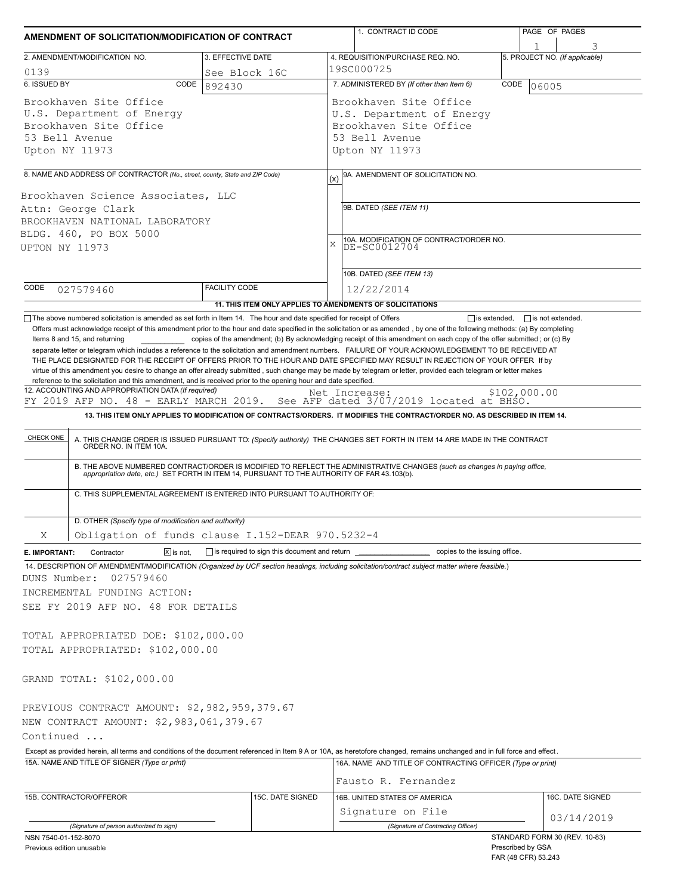# AMENDMENT OF SOLICITATION/MODIFICATION OF CONTRACT

| 1. CONTRACT ID CODE | PAGE OF PAGES |
|---|---|
| | 1 3 |

| 2. AMENDMENT/MODIFICATION NO. | 3. EFFECTIVE DATE | 4. REQUISITION/PURCHASE REQ. NO. | 5. PROJECT NO. (If applicable) |
|---|---|---|---|
| 0139 | See Block 16C | 19SC000725 | |

**6. ISSUED BY** CODE 892430

Brookhaven Site Office
U.S. Department of Energy
Brookhaven Site Office
53 Bell Avenue
Upton NY 11973

**7. ADMINISTERED BY** (If other than Item 6) CODE 06005

Brookhaven Site Office
U.S. Department of Energy
Brookhaven Site Office
53 Bell Avenue
Upton NY 11973

**8. NAME AND ADDRESS OF CONTRACTOR** (No., street, county, State and ZIP Code)

Brookhaven Science Associates, LLC
Attn: George Clark
BROOKHAVEN NATIONAL LABORATORY
BLDG. 460, PO BOX 5000
UPTON NY 11973

CODE 027579460 FACILITY CODE

(x) 9A. AMENDMENT OF SOLICITATION NO.

9B. DATED (SEE ITEM 11)

X 10A. MODIFICATION OF CONTRACT/ORDER NO. DE-SC0012704

10B. DATED (SEE ITEM 13) 12/22/2014

**11. THIS ITEM ONLY APPLIES TO AMENDMENTS OF SOLICITATIONS**

☐ The above numbered solicitation is amended as set forth in Item 14. The hour and date specified for receipt of Offers ☐ is extended, ☐ is not extended.

Offers must acknowledge receipt of this amendment prior to the hour and date specified in the solicitation or as amended , by one of the following methods: (a) By completing Items 8 and 15, and returning ________ copies of the amendment; (b) By acknowledging receipt of this amendment on each copy of the offer submitted ; or (c) By separate letter or telegram which includes a reference to the solicitation and amendment numbers. FAILURE OF YOUR ACKNOWLEDGEMENT TO BE RECEIVED AT THE PLACE DESIGNATED FOR THE RECEIPT OF OFFERS PRIOR TO THE HOUR AND DATE SPECIFIED MAY RESULT IN REJECTION OF YOUR OFFER If by virtue of this amendment you desire to change an offer already submitted , such change may be made by telegram or letter, provided each telegram or letter makes reference to the solicitation and this amendment, and is received prior to the opening hour and date specified.

**12. ACCOUNTING AND APPROPRIATION DATA** (If required)
FY 2019 AFP NO. 48 - EARLY MARCH 2019. See AFP dated 3/07/2019 located at BHSO.
Net Increase: $102,000.00

**13. THIS ITEM ONLY APPLIES TO MODIFICATION OF CONTRACTS/ORDERS. IT MODIFIES THE CONTRACT/ORDER NO. AS DESCRIBED IN ITEM 14.**

| CHECK ONE | |
|---|---|
| | A. THIS CHANGE ORDER IS ISSUED PURSUANT TO: (Specify authority) THE CHANGES SET FORTH IN ITEM 14 ARE MADE IN THE CONTRACT ORDER NO. IN ITEM 10A. |
| | B. THE ABOVE NUMBERED CONTRACT/ORDER IS MODIFIED TO REFLECT THE ADMINISTRATIVE CHANGES (such as changes in paying office, appropriation date, etc.) SET FORTH IN ITEM 14, PURSUANT TO THE AUTHORITY OF FAR 43.103(b). |
| | C. THIS SUPPLEMENTAL AGREEMENT IS ENTERED INTO PURSUANT TO AUTHORITY OF: |
| X | D. OTHER (Specify type of modification and authority) Obligation of funds clause I.152-DEAR 970.5232-4 |

**E. IMPORTANT:** Contractor ☒ is not, ☐ is required to sign this document and return ________ copies to the issuing office.

**14. DESCRIPTION OF AMENDMENT/MODIFICATION** (Organized by UCF section headings, including solicitation/contract subject matter where feasible.)

DUNS Number: 027579460
INCREMENTAL FUNDING ACTION:
SEE FY 2019 AFP NO. 48 FOR DETAILS

TOTAL APPROPRIATED DOE: $102,000.00
TOTAL APPROPRIATED: $102,000.00

GRAND TOTAL: $102,000.00

PREVIOUS CONTRACT AMOUNT: $2,982,959,379.67
NEW CONTRACT AMOUNT: $2,983,061,379.67
Continued ...

Except as provided herein, all terms and conditions of the document referenced in Item 9 A or 10A, as heretofore changed, remains unchanged and in full force and effect.

| 15A. NAME AND TITLE OF SIGNER (Type or print) | | 16A. NAME AND TITLE OF CONTRACTING OFFICER (Type or print) | |
|---|---|---|---|
| | | Fausto R. Fernandez | |
| 15B. CONTRACTOR/OFFEROR | 15C. DATE SIGNED | 16B. UNITED STATES OF AMERICA | 16C. DATE SIGNED |
| (Signature of person authorized to sign) | | Signature on File (Signature of Contracting Officer) | 03/14/2019 |

NSN 7540-01-152-8070
Previous edition unusable

STANDARD FORM 30 (REV. 10-83)
Prescribed by GSA
FAR (48 CFR) 53.243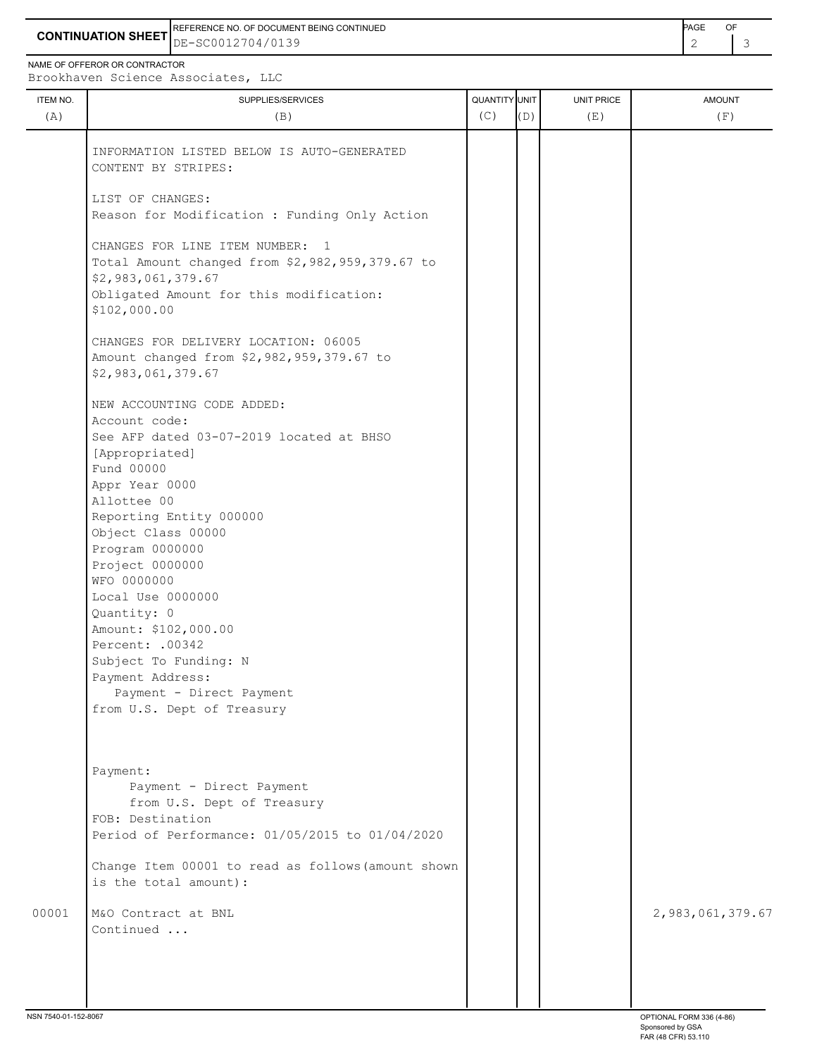**CONTINUATION SHEET**

REFERENCE NO. OF DOCUMENT BEING CONTINUED: DE-SC0012704/0139

NAME OF OFFEROR OR CONTRACTOR: Brookhaven Science Associates, LLC

| ITEM NO. (A) | SUPPLIES/SERVICES (B) | QUANTITY (C) | UNIT (D) | UNIT PRICE (E) | AMOUNT (F) |
|---|---|---|---|---|---|
| | INFORMATION LISTED BELOW IS AUTO-GENERATED CONTENT BY STRIPES: | | | | |
| | LIST OF CHANGES:<br>Reason for Modification : Funding Only Action | | | | |
| | CHANGES FOR LINE ITEM NUMBER: 1<br>Total Amount changed from $2,982,959,379.67 to $2,983,061,379.67<br>Obligated Amount for this modification: $102,000.00 | | | | |
| | CHANGES FOR DELIVERY LOCATION: 06005<br>Amount changed from $2,982,959,379.67 to $2,983,061,379.67 | | | | |
| | NEW ACCOUNTING CODE ADDED:<br>Account code:<br>See AFP dated 03-07-2019 located at BHSO [Appropriated]<br>Fund 00000<br>Appr Year 0000<br>Allottee 00<br>Reporting Entity 000000<br>Object Class 00000<br>Program 0000000<br>Project 0000000<br>WFO 0000000<br>Local Use 0000000<br>Quantity: 0<br>Amount: $102,000.00<br>Percent: .00342<br>Subject To Funding: N<br>Payment Address:<br>Payment - Direct Payment from U.S. Dept of Treasury | | | | |
| | Payment:<br>Payment - Direct Payment from U.S. Dept of Treasury<br>FOB: Destination<br>Period of Performance: 01/05/2015 to 01/04/2020 | | | | |
| | Change Item 00001 to read as follows(amount shown is the total amount): | | | | |
| 00001 | M&O Contract at BNL<br>Continued ... | | | | 2,983,061,379.67 |

NSN 7540-01-152-8067

OPTIONAL FORM 336 (4-86)
Sponsored by GSA
FAR (48 CFR) 53.110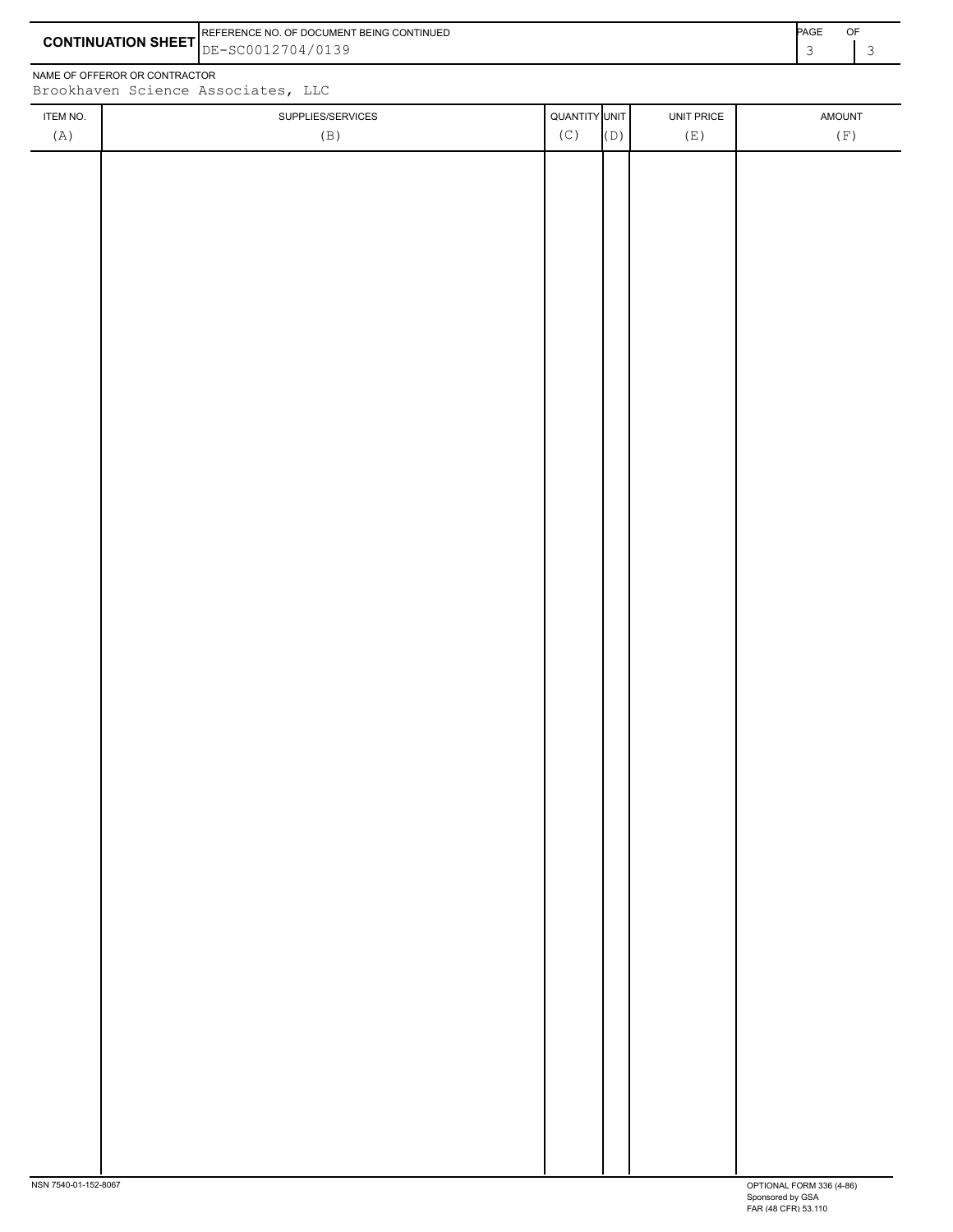**CONTINUATION SHEET**

REFERENCE NO. OF DOCUMENT BEING CONTINUED: DE-SC0012704/0139

NAME OF OFFEROR OR CONTRACTOR: Brookhaven Science Associates, LLC

| ITEM NO. (A) | SUPPLIES/SERVICES (B) | QUANTITY (C) | UNIT (D) | UNIT PRICE (E) | AMOUNT (F) |
|---|---|---|---|---|---|
| | | | | | |

NSN 7540-01-152-8067

OPTIONAL FORM 336 (4-86)
Sponsored by GSA
FAR (48 CFR) 53.110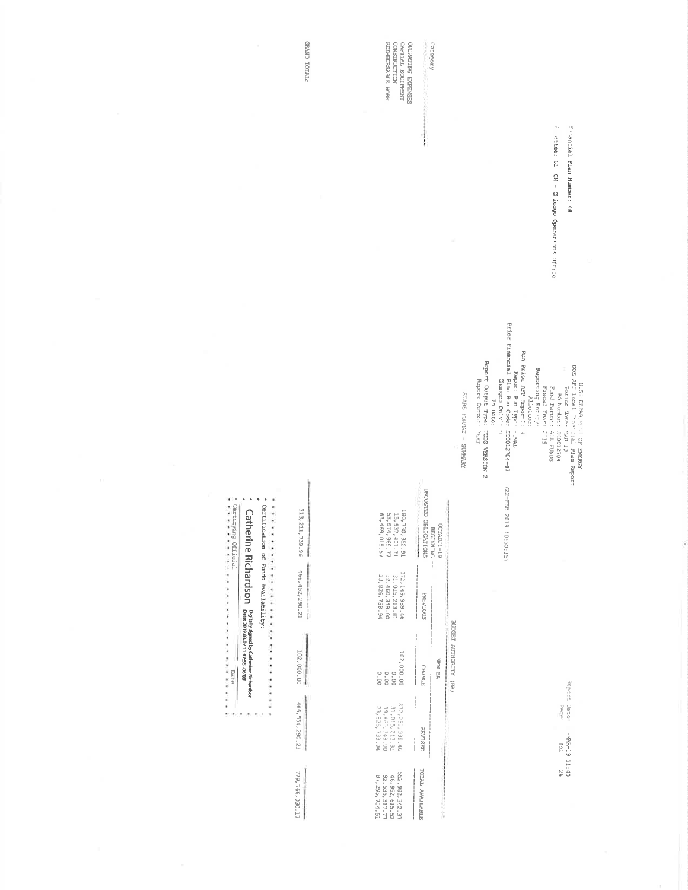U.S. DEPARTMENT OF ENERGY
DOE AFP Local Financial Plan Report

Report Date: -MAR-19 11:40
Page: 1 of 26

Financial Plan Number: 48

Allottee: 61 CH - Chicago Operations Office

Period Name: MAR-19
PO Number: 05012704
Fund Parent: ALL FUNDS
Fiscal Year: 2019
Reporting Entity:
Allottee:
Run Prior AFP Report?: N
Report Run Type: FINAL
Prior Financial Plan Run Code: 05012704-47 (22-FEB-2019 10:50:15)
Changes Only?: N
To Date:
Report Output Type: FDDS VERSION 2
Report Output: TEXT

STARS FORMAT - SUMMARY

| Category | OCTADJ-19 BEGINNING UNCOSTED OBLIGATIONS | BUDGET AUTHORITY (BA) NEW BA PREVIOUS | CHANGE | REVISED | TOTAL AVAILABLE |
|---|---|---|---|---|---|
| OPERATING EXPENSES | 180,730,352.91 | 372,149,989.46 | 102,000.00 | 372,251,989.46 | 552,982,342.37 |
| CAPITAL EQUIPMENT | 15,937,401.71 | 31,015,213.81 | 0.00 | 31,015,213.81 | 46,952,615.52 |
| CONSTRUCTION | 53,074,969.77 | 39,460,348.00 | 0.00 | 39,460,348.00 | 92,535,317.77 |
| REIMBURSABLE WORK | 63,469,015.57 | 23,826,738.94 | 0.00 | 23,826,738.94 | 87,295,754.51 |
| GRAND TOTAL: | 313,211,739.96 | 466,452,290.21 | 102,000.00 | 466,554,290.21 | 779,766,030.17 |

Certification of Funds Availability:

Catherine Richardson Digitally signed by Catherine Richardson Date: 2019.03.07 11:17:55 -06'00'

Certifying Official Date